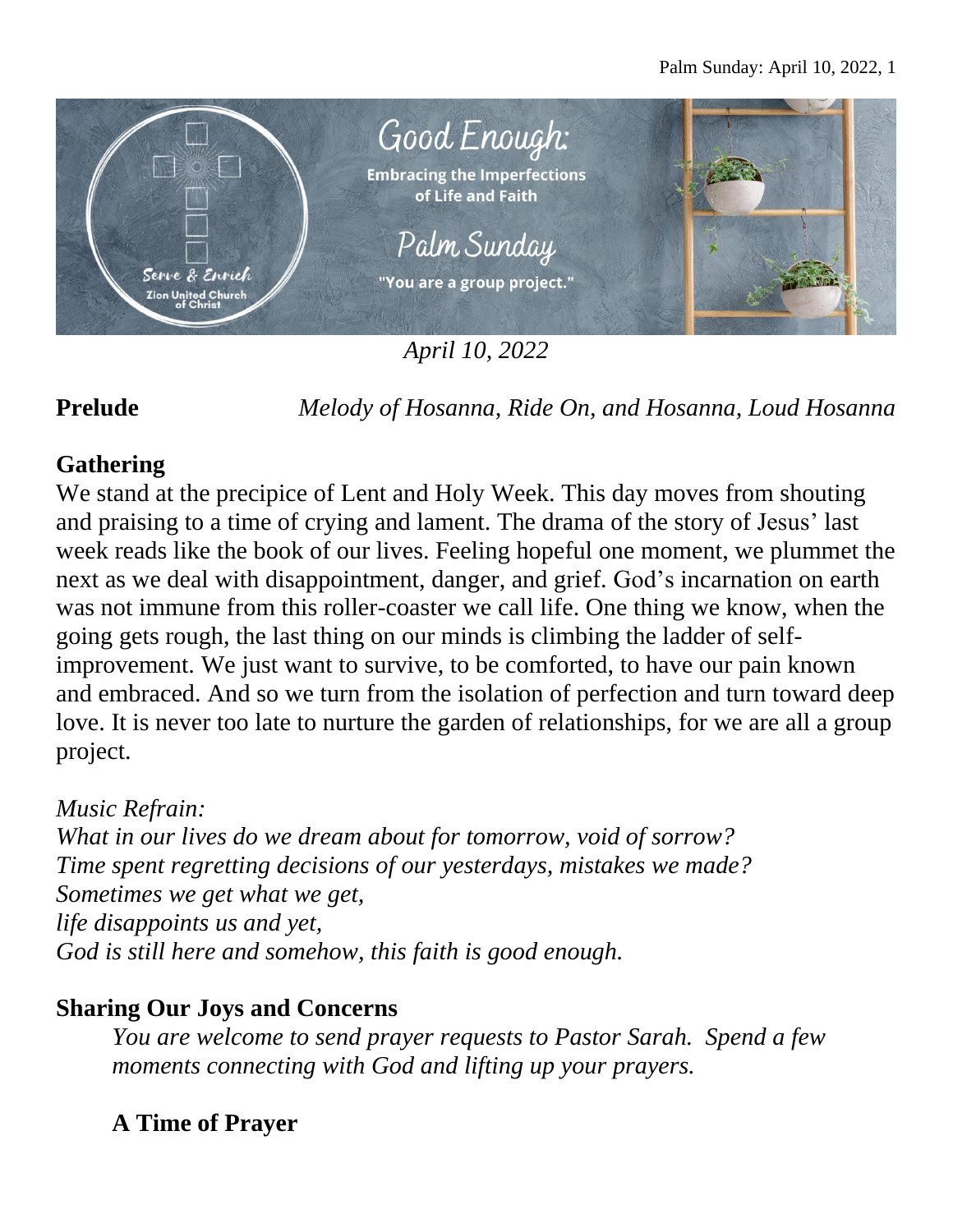# Good Enough:

**Embracing the Imperfections of Life and Faith**

## Palm Sunday

"You are a group project."

Serve & Enrich
Zion United Church of Christ

*April 10, 2022*

**Prelude** *Melody of Hosanna, Ride On, and Hosanna, Loud Hosanna*

## Gathering

We stand at the precipice of Lent and Holy Week. This day moves from shouting and praising to a time of crying and lament. The drama of the story of Jesus' last week reads like the book of our lives. Feeling hopeful one moment, we plummet the next as we deal with disappointment, danger, and grief. God's incarnation on earth was not immune from this roller-coaster we call life. One thing we know, when the going gets rough, the last thing on our minds is climbing the ladder of self-improvement. We just want to survive, to be comforted, to have our pain known and embraced. And so we turn from the isolation of perfection and turn toward deep love. It is never too late to nurture the garden of relationships, for we are all a group project.

*Music Refrain:*
*What in our lives do we dream about for tomorrow, void of sorrow?*
*Time spent regretting decisions of our yesterdays, mistakes we made?*
*Sometimes we get what we get,*
*life disappoints us and yet,*
*God is still here and somehow, this faith is good enough.*

## Sharing Our Joys and Concerns

*You are welcome to send prayer requests to Pastor Sarah. Spend a few moments connecting with God and lifting up your prayers.*

### A Time of Prayer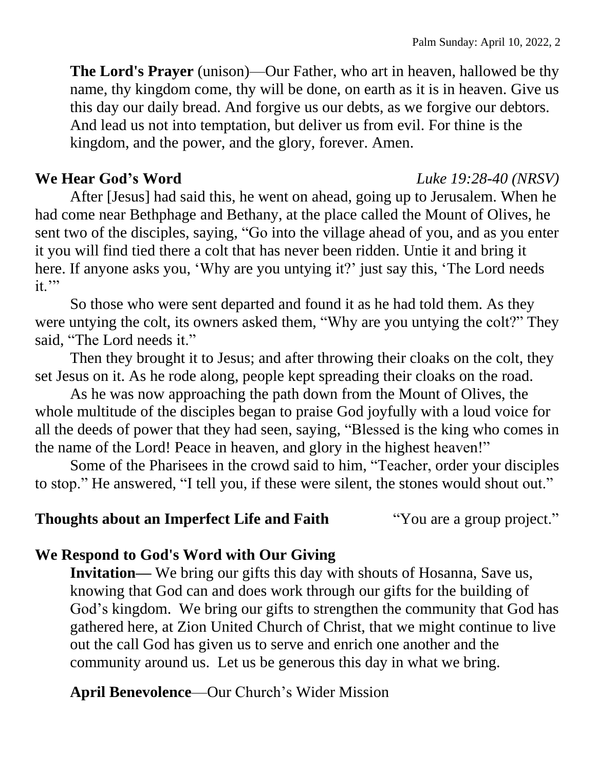**The Lord's Prayer** (unison)—Our Father, who art in heaven, hallowed be thy name, thy kingdom come, thy will be done, on earth as it is in heaven. Give us this day our daily bread. And forgive us our debts, as we forgive our debtors. And lead us not into temptation, but deliver us from evil. For thine is the kingdom, and the power, and the glory, forever. Amen.

**We Hear God's Word** *Luke 19:28-40 (NRSV)*

After [Jesus] had said this, he went on ahead, going up to Jerusalem. When he had come near Bethphage and Bethany, at the place called the Mount of Olives, he sent two of the disciples, saying, "Go into the village ahead of you, and as you enter it you will find tied there a colt that has never been ridden. Untie it and bring it here. If anyone asks you, 'Why are you untying it?' just say this, 'The Lord needs it.'"

So those who were sent departed and found it as he had told them. As they were untying the colt, its owners asked them, "Why are you untying the colt?" They said, "The Lord needs it."

Then they brought it to Jesus; and after throwing their cloaks on the colt, they set Jesus on it. As he rode along, people kept spreading their cloaks on the road.

As he was now approaching the path down from the Mount of Olives, the whole multitude of the disciples began to praise God joyfully with a loud voice for all the deeds of power that they had seen, saying, "Blessed is the king who comes in the name of the Lord! Peace in heaven, and glory in the highest heaven!"

Some of the Pharisees in the crowd said to him, "Teacher, order your disciples to stop." He answered, "I tell you, if these were silent, the stones would shout out."

**Thoughts about an Imperfect Life and Faith** "You are a group project."

**We Respond to God's Word with Our Giving**

**Invitation—** We bring our gifts this day with shouts of Hosanna, Save us, knowing that God can and does work through our gifts for the building of God's kingdom. We bring our gifts to strengthen the community that God has gathered here, at Zion United Church of Christ, that we might continue to live out the call God has given us to serve and enrich one another and the community around us. Let us be generous this day in what we bring.

**April Benevolence**—Our Church's Wider Mission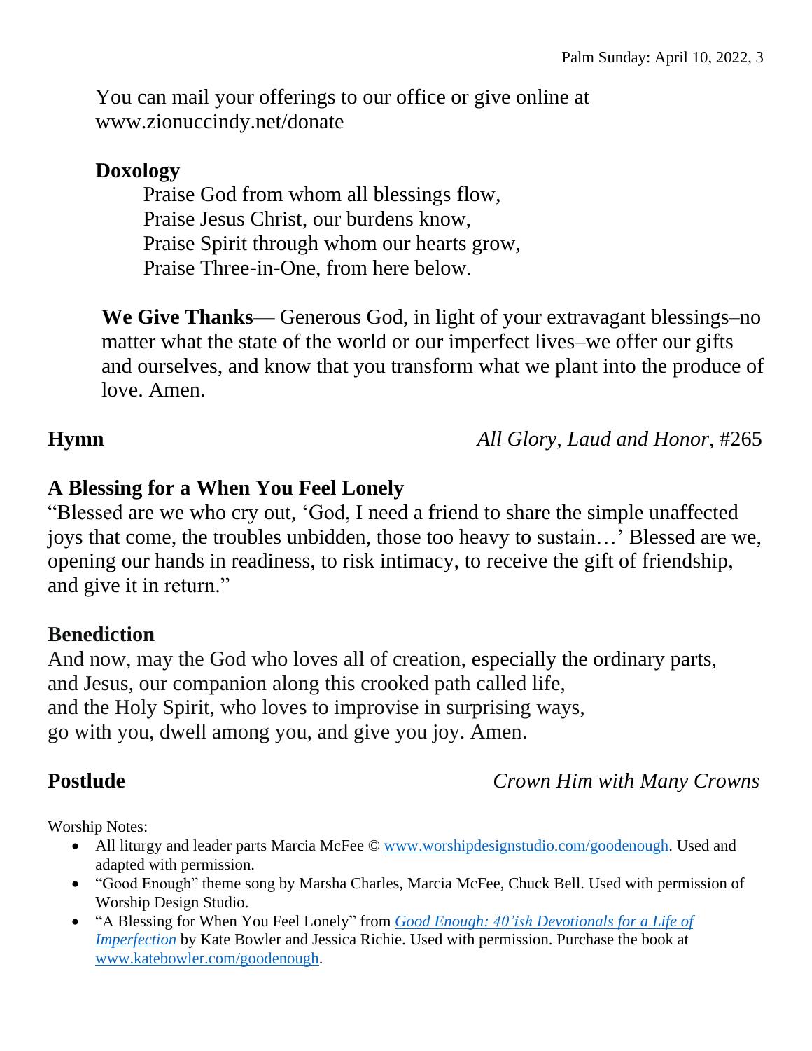You can mail your offerings to our office or give online at www.zionuccindy.net/donate

**Doxology**

Praise God from whom all blessings flow,
Praise Jesus Christ, our burdens know,
Praise Spirit through whom our hearts grow,
Praise Three-in-One, from here below.

**We Give Thanks**— Generous God, in light of your extravagant blessings–no matter what the state of the world or our imperfect lives–we offer our gifts and ourselves, and know that you transform what we plant into the produce of love. Amen.

**Hymn** *All Glory, Laud and Honor*, #265

## A Blessing for a When You Feel Lonely

"Blessed are we who cry out, 'God, I need a friend to share the simple unaffected joys that come, the troubles unbidden, those too heavy to sustain…' Blessed are we, opening our hands in readiness, to risk intimacy, to receive the gift of friendship, and give it in return."

## Benediction

And now, may the God who loves all of creation, especially the ordinary parts,
and Jesus, our companion along this crooked path called life,
and the Holy Spirit, who loves to improvise in surprising ways,
go with you, dwell among you, and give you joy. Amen.

**Postlude** *Crown Him with Many Crowns*

Worship Notes:

- All liturgy and leader parts Marcia McFee © www.worshipdesignstudio.com/goodenough. Used and adapted with permission.
- "Good Enough" theme song by Marsha Charles, Marcia McFee, Chuck Bell. Used with permission of Worship Design Studio.
- "A Blessing for When You Feel Lonely" from *Good Enough: 40'ish Devotionals for a Life of Imperfection* by Kate Bowler and Jessica Richie. Used with permission. Purchase the book at www.katebowler.com/goodenough.